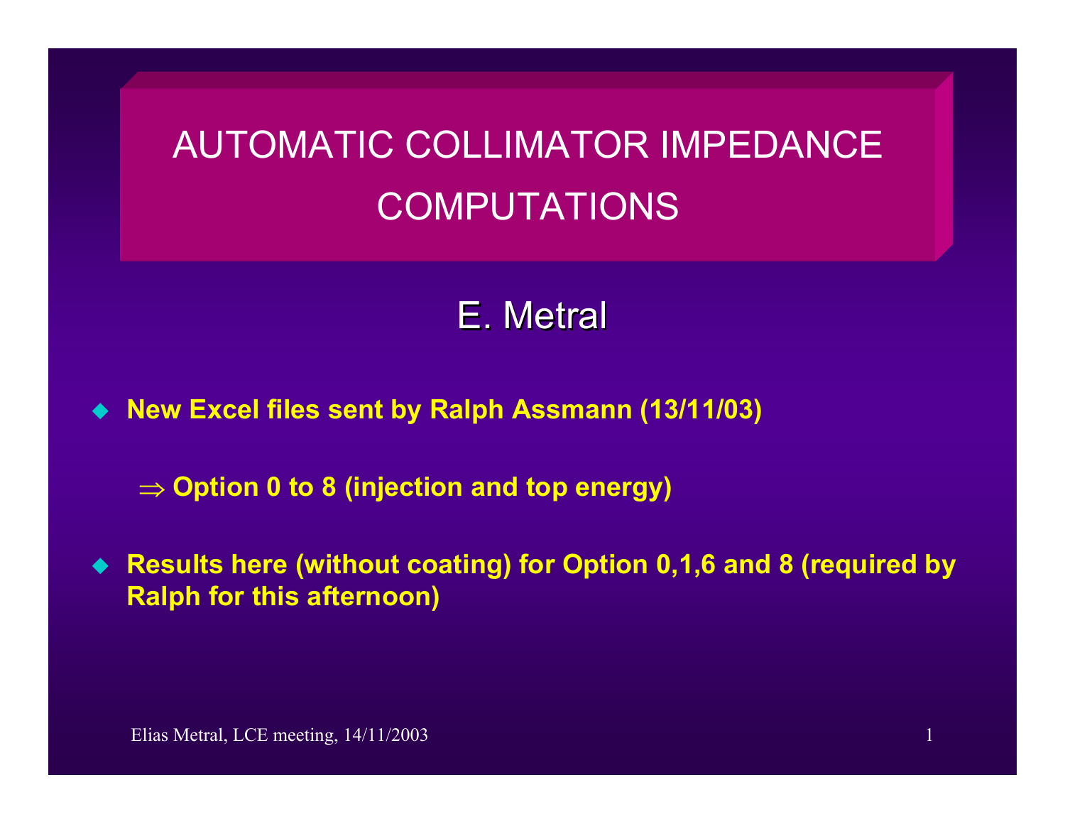# AUTOMATIC COLLIMATOR IMPEDANCE COMPUTATIONS

E. Metral

- **New Excel files sent by Ralph Assmann (13/11/03)**

  $\Rightarrow$ **Option 0 to 8 (injection and top energy)**

- **Results here (without coating) for Option 0,1,6 and 8 (required by Ralph for this afternoon)**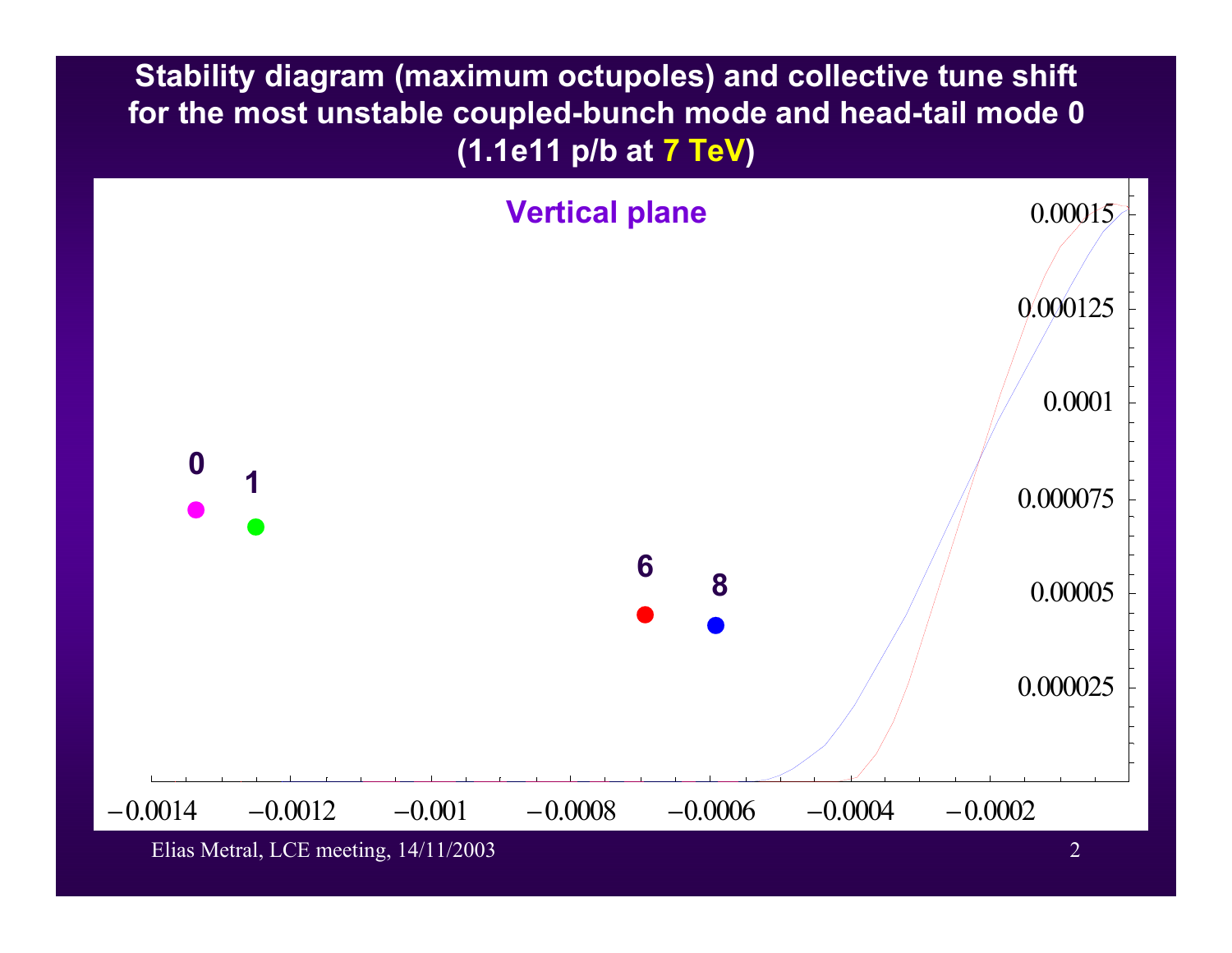# Stability diagram (maximum octupoles) and collective tune shift for the most unstable coupled-bunch mode and head-tail mode 0 (1.1e11 p/b at 7 TeV)

Vertical plane

0

1

6

8

0.00015

0.000125

0.0001

0.000075

0.00005

0.000025

−0.0014 −0.0012 −0.001 −0.0008 −0.0006 −0.0004 −0.0002

Elias Metral, LCE meeting, 14/11/2003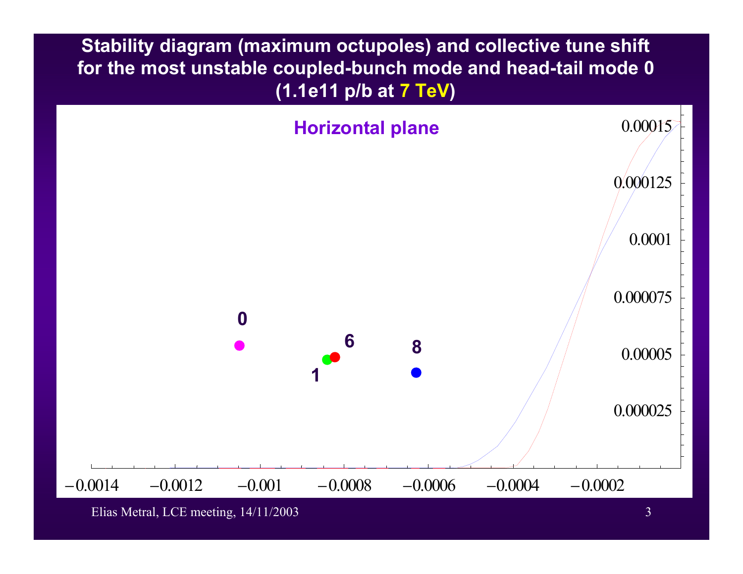# Stability diagram (maximum octupoles) and collective tune shift for the most unstable coupled-bunch mode and head-tail mode 0 (1.1e11 p/b at 7 TeV)

**Horizontal plane**

0

6

8

1

0.00015

0.000125

0.0001

0.000075

0.00005

0.000025

−0.0014 −0.0012 −0.001 −0.0008 −0.0006 −0.0004 −0.0002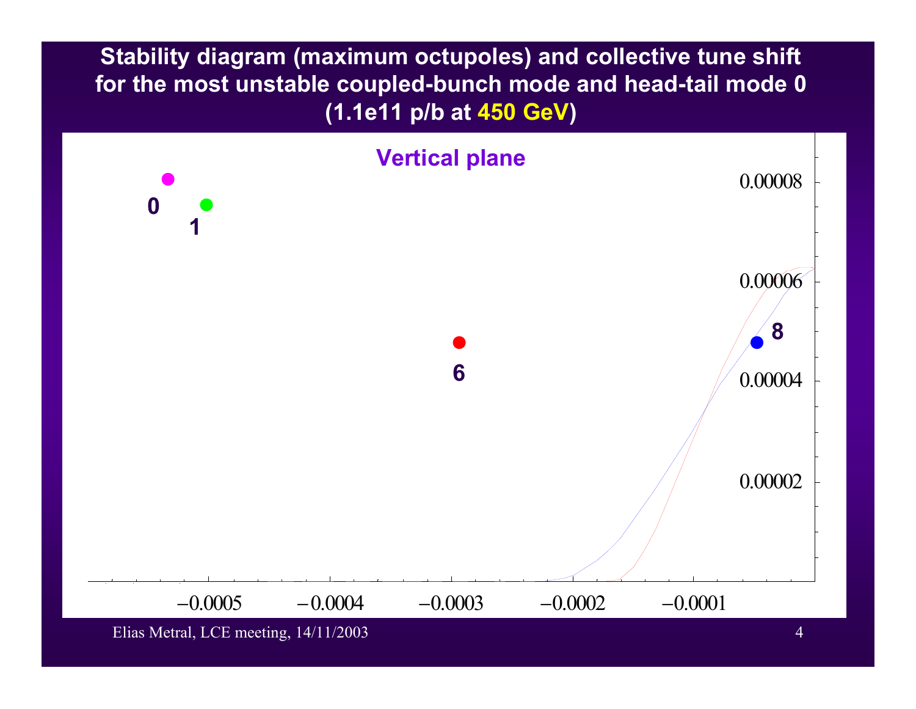# Stability diagram (maximum octupoles) and collective tune shift for the most unstable coupled-bunch mode and head-tail mode 0 (1.1e11 p/b at 450 GeV)

Vertical plane

0

1

6

8

0.00008

0.00006

0.00004

0.00002

−0.0005 −0.0004 −0.0003 −0.0002 −0.0001

Elias Metral, LCE meeting, 14/11/2003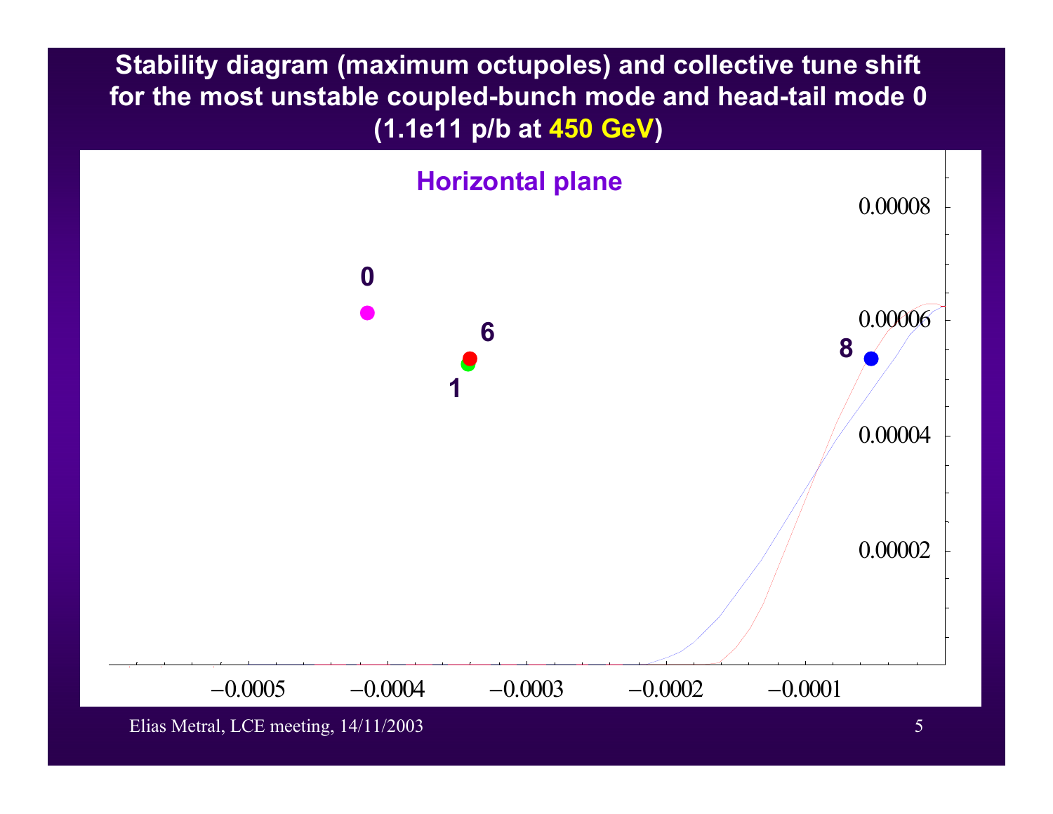# Stability diagram (maximum octupoles) and collective tune shift for the most unstable coupled-bunch mode and head-tail mode 0 (1.1e11 p/b at 450 GeV)

Horizontal plane

0

6

1

8

0.00008

0.00006

0.00004

0.00002

−0.0005

−0.0004

−0.0003

−0.0002

−0.0001

Elias Metral, LCE meeting, 14/11/2003